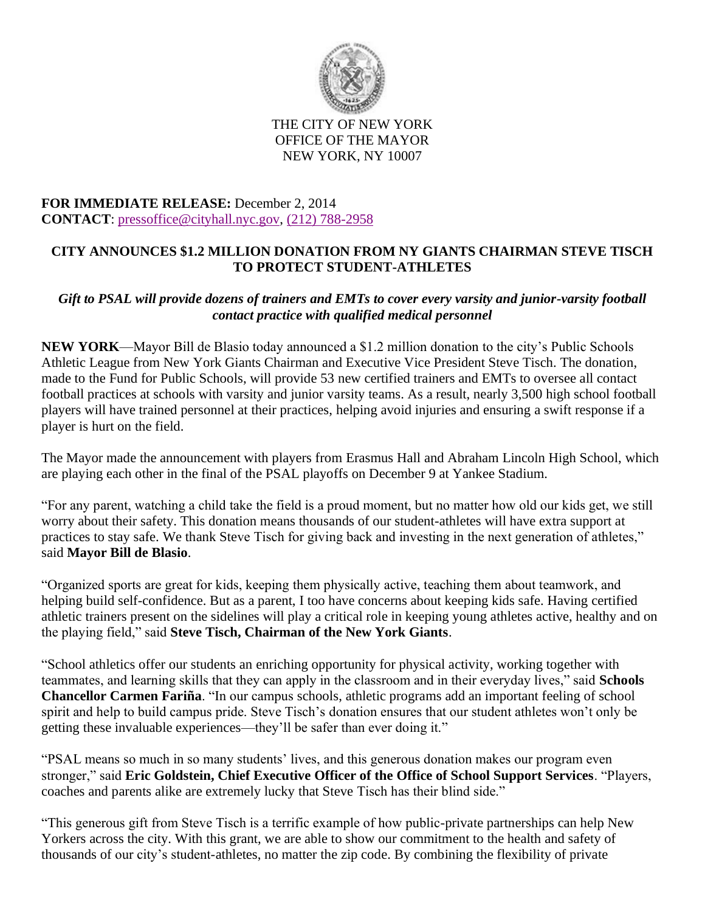THE CITY OF NEW YORK
OFFICE OF THE MAYOR
NEW YORK, NY 10007

**FOR IMMEDIATE RELEASE:** December 2, 2014
**CONTACT**: pressoffice@cityhall.nyc.gov, (212) 788-2958

**CITY ANNOUNCES $1.2 MILLION DONATION FROM NY GIANTS CHAIRMAN STEVE TISCH TO PROTECT STUDENT-ATHLETES**

***Gift to PSAL will provide dozens of trainers and EMTs to cover every varsity and junior-varsity football contact practice with qualified medical personnel***

**NEW YORK**—Mayor Bill de Blasio today announced a $1.2 million donation to the city's Public Schools Athletic League from New York Giants Chairman and Executive Vice President Steve Tisch. The donation, made to the Fund for Public Schools, will provide 53 new certified trainers and EMTs to oversee all contact football practices at schools with varsity and junior varsity teams. As a result, nearly 3,500 high school football players will have trained personnel at their practices, helping avoid injuries and ensuring a swift response if a player is hurt on the field.

The Mayor made the announcement with players from Erasmus Hall and Abraham Lincoln High School, which are playing each other in the final of the PSAL playoffs on December 9 at Yankee Stadium.

"For any parent, watching a child take the field is a proud moment, but no matter how old our kids get, we still worry about their safety. This donation means thousands of our student-athletes will have extra support at practices to stay safe. We thank Steve Tisch for giving back and investing in the next generation of athletes," said **Mayor Bill de Blasio**.

"Organized sports are great for kids, keeping them physically active, teaching them about teamwork, and helping build self-confidence. But as a parent, I too have concerns about keeping kids safe. Having certified athletic trainers present on the sidelines will play a critical role in keeping young athletes active, healthy and on the playing field," said **Steve Tisch, Chairman of the New York Giants**.

"School athletics offer our students an enriching opportunity for physical activity, working together with teammates, and learning skills that they can apply in the classroom and in their everyday lives," said **Schools Chancellor Carmen Fariña**. "In our campus schools, athletic programs add an important feeling of school spirit and help to build campus pride. Steve Tisch's donation ensures that our student athletes won't only be getting these invaluable experiences—they'll be safer than ever doing it."

"PSAL means so much in so many students' lives, and this generous donation makes our program even stronger," said **Eric Goldstein, Chief Executive Officer of the Office of School Support Services**. "Players, coaches and parents alike are extremely lucky that Steve Tisch has their blind side."

"This generous gift from Steve Tisch is a terrific example of how public-private partnerships can help New Yorkers across the city. With this grant, we are able to show our commitment to the health and safety of thousands of our city's student-athletes, no matter the zip code. By combining the flexibility of private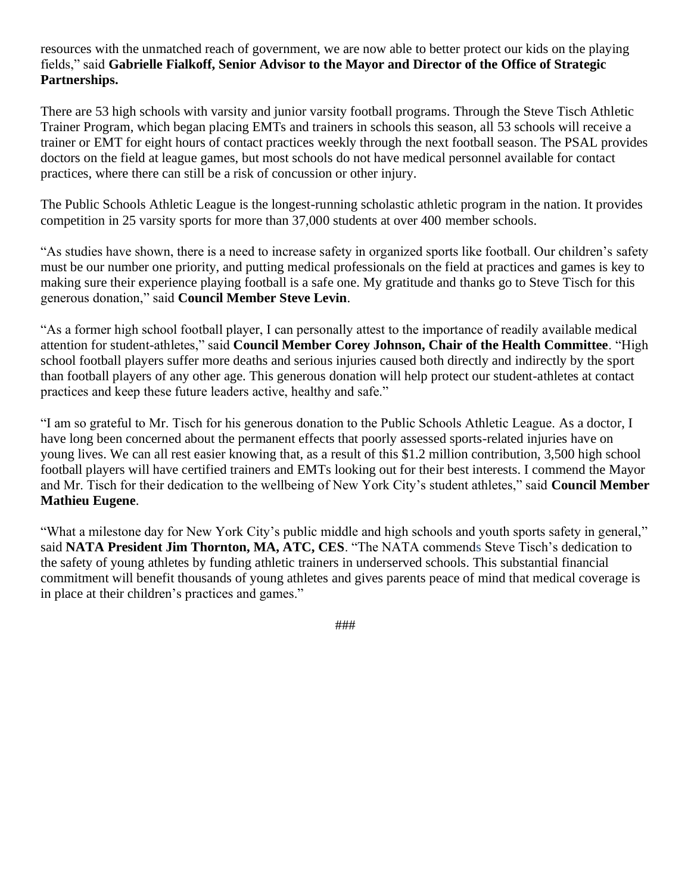resources with the unmatched reach of government, we are now able to better protect our kids on the playing fields," said **Gabrielle Fialkoff, Senior Advisor to the Mayor and Director of the Office of Strategic Partnerships.**

There are 53 high schools with varsity and junior varsity football programs. Through the Steve Tisch Athletic Trainer Program, which began placing EMTs and trainers in schools this season, all 53 schools will receive a trainer or EMT for eight hours of contact practices weekly through the next football season. The PSAL provides doctors on the field at league games, but most schools do not have medical personnel available for contact practices, where there can still be a risk of concussion or other injury.

The Public Schools Athletic League is the longest-running scholastic athletic program in the nation. It provides competition in 25 varsity sports for more than 37,000 students at over 400 member schools.

"As studies have shown, there is a need to increase safety in organized sports like football. Our children's safety must be our number one priority, and putting medical professionals on the field at practices and games is key to making sure their experience playing football is a safe one. My gratitude and thanks go to Steve Tisch for this generous donation," said **Council Member Steve Levin**.

"As a former high school football player, I can personally attest to the importance of readily available medical attention for student-athletes," said **Council Member Corey Johnson, Chair of the Health Committee**. "High school football players suffer more deaths and serious injuries caused both directly and indirectly by the sport than football players of any other age. This generous donation will help protect our student-athletes at contact practices and keep these future leaders active, healthy and safe."

"I am so grateful to Mr. Tisch for his generous donation to the Public Schools Athletic League. As a doctor, I have long been concerned about the permanent effects that poorly assessed sports-related injuries have on young lives. We can all rest easier knowing that, as a result of this $1.2 million contribution, 3,500 high school football players will have certified trainers and EMTs looking out for their best interests. I commend the Mayor and Mr. Tisch for their dedication to the wellbeing of New York City's student athletes," said **Council Member Mathieu Eugene**.

"What a milestone day for New York City's public middle and high schools and youth sports safety in general," said **NATA President Jim Thornton, MA, ATC, CES**. "The NATA commends Steve Tisch's dedication to the safety of young athletes by funding athletic trainers in underserved schools. This substantial financial commitment will benefit thousands of young athletes and gives parents peace of mind that medical coverage is in place at their children's practices and games."

###